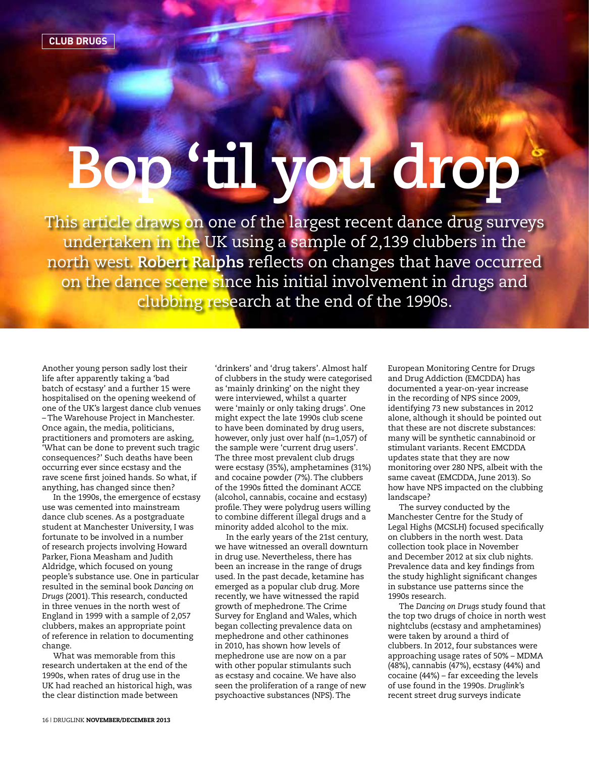CLUB DRUGS

# Bop 'til you drop

This article draws on one of the largest recent dance drug surveys undertaken in the UK using a sample of 2,139 clubbers in the north west. **Robert Ralphs** reflects on changes that have occurred on the dance scene since his initial involvement in drugs and clubbing research at the end of the 1990s.

Another young person sadly lost their life after apparently taking a 'bad batch of ecstasy' and a further 15 were hospitalised on the opening weekend of one of the UK's largest dance club venues – The Warehouse Project in Manchester. Once again, the media, politicians, practitioners and promoters are asking, 'What can be done to prevent such tragic consequences?' Such deaths have been occurring ever since ecstasy and the rave scene first joined hands. So what, if anything, has changed since then?

In the 1990s, the emergence of ecstasy use was cemented into mainstream dance club scenes. As a postgraduate student at Manchester University, I was fortunate to be involved in a number of research projects involving Howard Parker, Fiona Measham and Judith Aldridge, which focused on young people's substance use. One in particular resulted in the seminal book *Dancing on Drugs* (2001). This research, conducted in three venues in the north west of England in 1999 with a sample of 2,057 clubbers, makes an appropriate point of reference in relation to documenting change.

What was memorable from this research undertaken at the end of the 1990s, when rates of drug use in the UK had reached an historical high, was the clear distinction made between 'drinkers' and 'drug takers'. Almost half of clubbers in the study were categorised as 'mainly drinking' on the night they were interviewed, whilst a quarter were 'mainly or only taking drugs'. One might expect the late 1990s club scene to have been dominated by drug users, however, only just over half (n=1,057) of the sample were 'current drug users'. The three most prevalent club drugs were ecstasy (35%), amphetamines (31%) and cocaine powder (7%). The clubbers of the 1990s fitted the dominant ACCE (alcohol, cannabis, cocaine and ecstasy) profile. They were polydrug users willing to combine different illegal drugs and a minority added alcohol to the mix.

In the early years of the 21st century, we have witnessed an overall downturn in drug use. Nevertheless, there has been an increase in the range of drugs used. In the past decade, ketamine has emerged as a popular club drug. More recently, we have witnessed the rapid growth of mephedrone. The Crime Survey for England and Wales, which began collecting prevalence data on mephedrone and other cathinones in 2010, has shown how levels of mephedrone use are now on a par with other popular stimulants such as ecstasy and cocaine. We have also seen the proliferation of a range of new psychoactive substances (NPS). The European Monitoring Centre for Drugs and Drug Addiction (EMCDDA) has documented a year-on-year increase in the recording of NPS since 2009, identifying 73 new substances in 2012 alone, although it should be pointed out that these are not discrete substances: many will be synthetic cannabinoid or stimulant variants. Recent EMCDDA updates state that they are now monitoring over 280 NPS, albeit with the same caveat (EMCDDA, June 2013). So how have NPS impacted on the clubbing landscape?

The survey conducted by the Manchester Centre for the Study of Legal Highs (MCSLH) focused specifically on clubbers in the north west. Data collection took place in November and December 2012 at six club nights. Prevalence data and key findings from the study highlight significant changes in substance use patterns since the 1990s research.

The *Dancing on Drugs* study found that the top two drugs of choice in north west nightclubs (ecstasy and amphetamines) were taken by around a third of clubbers. In 2012, four substances were approaching usage rates of 50% – MDMA (48%), cannabis (47%), ecstasy (44%) and cocaine (44%) – far exceeding the levels of use found in the 1990s. *Druglink*'s recent street drug surveys indicate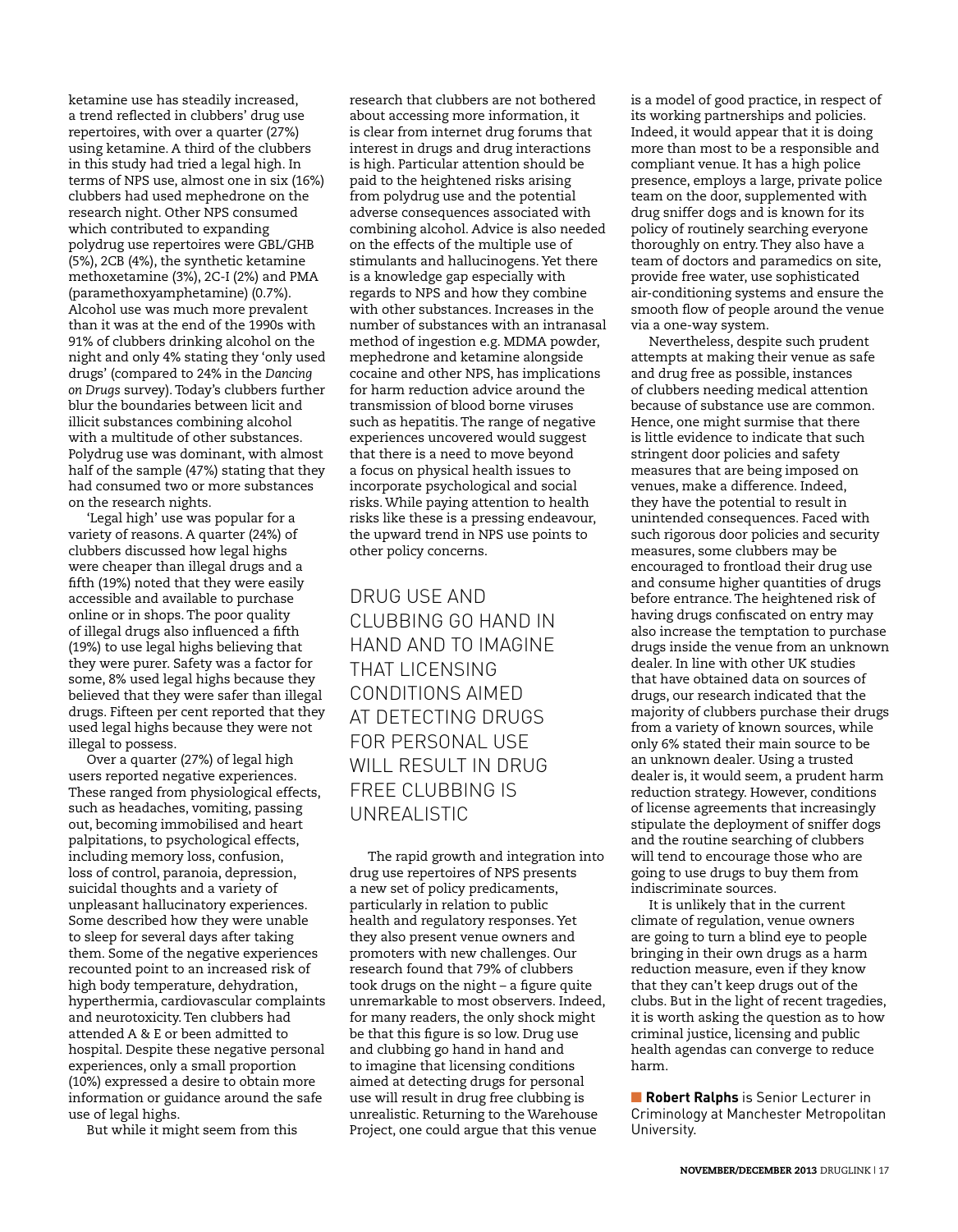ketamine use has steadily increased, a trend reflected in clubbers' drug use repertoires, with over a quarter (27%) using ketamine. A third of the clubbers in this study had tried a legal high. In terms of NPS use, almost one in six (16%) clubbers had used mephedrone on the research night. Other NPS consumed which contributed to expanding polydrug use repertoires were GBL/GHB (5%), 2CB (4%), the synthetic ketamine methoxetamine (3%), 2C-I (2%) and PMA (paramethoxyamphetamine) (0.7%). Alcohol use was much more prevalent than it was at the end of the 1990s with 91% of clubbers drinking alcohol on the night and only 4% stating they 'only used drugs' (compared to 24% in the *Dancing on Drugs* survey). Today's clubbers further blur the boundaries between licit and illicit substances combining alcohol with a multitude of other substances. Polydrug use was dominant, with almost half of the sample (47%) stating that they had consumed two or more substances on the research nights.

'Legal high' use was popular for a variety of reasons. A quarter (24%) of clubbers discussed how legal highs were cheaper than illegal drugs and a fifth (19%) noted that they were easily accessible and available to purchase online or in shops. The poor quality of illegal drugs also influenced a fifth (19%) to use legal highs believing that they were purer. Safety was a factor for some, 8% used legal highs because they believed that they were safer than illegal drugs. Fifteen per cent reported that they used legal highs because they were not illegal to possess.

Over a quarter (27%) of legal high users reported negative experiences. These ranged from physiological effects, such as headaches, vomiting, passing out, becoming immobilised and heart palpitations, to psychological effects, including memory loss, confusion, loss of control, paranoia, depression, suicidal thoughts and a variety of unpleasant hallucinatory experiences. Some described how they were unable to sleep for several days after taking them. Some of the negative experiences recounted point to an increased risk of high body temperature, dehydration, hyperthermia, cardiovascular complaints and neurotoxicity. Ten clubbers had attended A & E or been admitted to hospital. Despite these negative personal experiences, only a small proportion (10%) expressed a desire to obtain more information or guidance around the safe use of legal highs.

But while it might seem from this research that clubbers are not bothered about accessing more information, it is clear from internet drug forums that interest in drugs and drug interactions is high. Particular attention should be paid to the heightened risks arising from polydrug use and the potential adverse consequences associated with combining alcohol. Advice is also needed on the effects of the multiple use of stimulants and hallucinogens. Yet there is a knowledge gap especially with regards to NPS and how they combine with other substances. Increases in the number of substances with an intranasal method of ingestion e.g. MDMA powder, mephedrone and ketamine alongside cocaine and other NPS, has implications for harm reduction advice around the transmission of blood borne viruses such as hepatitis. The range of negative experiences uncovered would suggest that there is a need to move beyond a focus on physical health issues to incorporate psychological and social risks. While paying attention to health risks like these is a pressing endeavour, the upward trend in NPS use points to other policy concerns.

> DRUG USE AND CLUBBING GO HAND IN HAND AND TO IMAGINE THAT LICENSING CONDITIONS AIMED AT DETECTING DRUGS FOR PERSONAL USE WILL RESULT IN DRUG FREE CLUBBING IS UNREALISTIC

The rapid growth and integration into drug use repertoires of NPS presents a new set of policy predicaments, particularly in relation to public health and regulatory responses. Yet they also present venue owners and promoters with new challenges. Our research found that 79% of clubbers took drugs on the night – a figure quite unremarkable to most observers. Indeed, for many readers, the only shock might be that this figure is so low. Drug use and clubbing go hand in hand and to imagine that licensing conditions aimed at detecting drugs for personal use will result in drug free clubbing is unrealistic. Returning to the Warehouse Project, one could argue that this venue is a model of good practice, in respect of its working partnerships and policies. Indeed, it would appear that it is doing more than most to be a responsible and compliant venue. It has a high police presence, employs a large, private police team on the door, supplemented with drug sniffer dogs and is known for its policy of routinely searching everyone thoroughly on entry. They also have a team of doctors and paramedics on site, provide free water, use sophisticated air-conditioning systems and ensure the smooth flow of people around the venue via a one-way system.

Nevertheless, despite such prudent attempts at making their venue as safe and drug free as possible, instances of clubbers needing medical attention because of substance use are common. Hence, one might surmise that there is little evidence to indicate that such stringent door policies and safety measures that are being imposed on venues, make a difference. Indeed, they have the potential to result in unintended consequences. Faced with such rigorous door policies and security measures, some clubbers may be encouraged to frontload their drug use and consume higher quantities of drugs before entrance. The heightened risk of having drugs confiscated on entry may also increase the temptation to purchase drugs inside the venue from an unknown dealer. In line with other UK studies that have obtained data on sources of drugs, our research indicated that the majority of clubbers purchase their drugs from a variety of known sources, while only 6% stated their main source to be an unknown dealer. Using a trusted dealer is, it would seem, a prudent harm reduction strategy. However, conditions of license agreements that increasingly stipulate the deployment of sniffer dogs and the routine searching of clubbers will tend to encourage those who are going to use drugs to buy them from indiscriminate sources.

It is unlikely that in the current climate of regulation, venue owners are going to turn a blind eye to people bringing in their own drugs as a harm reduction measure, even if they know that they can't keep drugs out of the clubs. But in the light of recent tragedies, it is worth asking the question as to how criminal justice, licensing and public health agendas can converge to reduce harm.

**Robert Ralphs** is Senior Lecturer in Criminology at Manchester Metropolitan University.